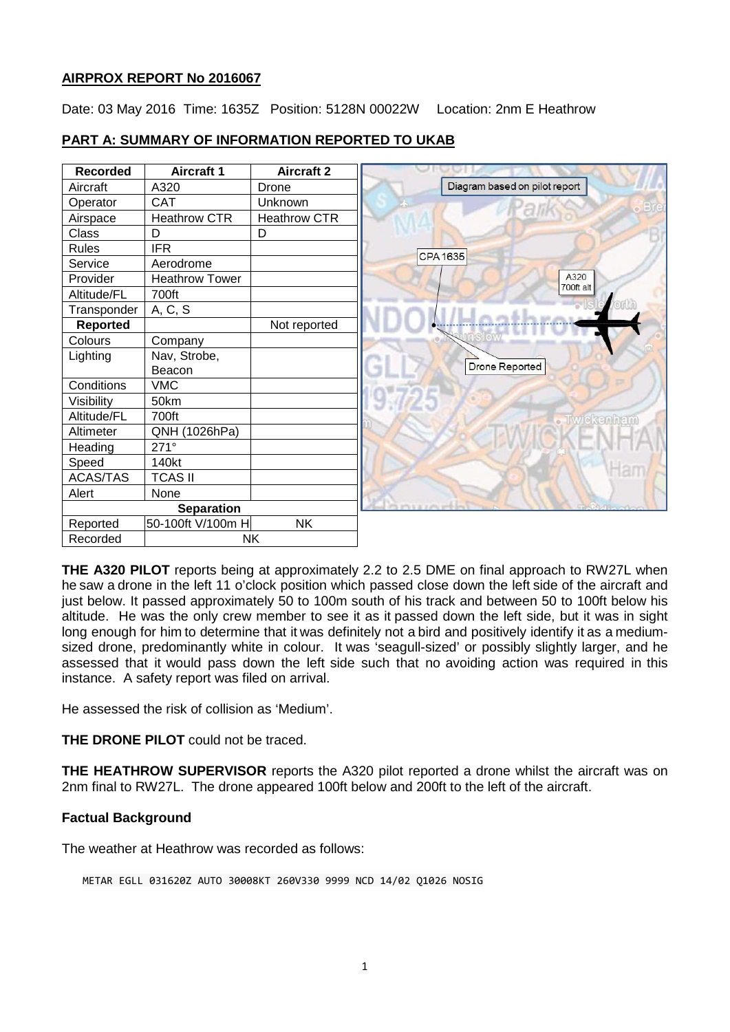**AIRPROX REPORT No 2016067**

Date: 03 May 2016 Time: 1635Z Position: 5128N 00022W Location: 2nm E Heathrow

**PART A: SUMMARY OF INFORMATION REPORTED TO UKAB**

| Recorded | Aircraft 1 | Aircraft 2 |
|---|---|---|
| Aircraft | A320 | Drone |
| Operator | CAT | Unknown |
| Airspace | Heathrow CTR | Heathrow CTR |
| Class | D | D |
| Rules | IFR | |
| Service | Aerodrome | |
| Provider | Heathrow Tower | |
| Altitude/FL | 700ft | |
| Transponder | A, C, S | |
| **Reported** | | Not reported |
| Colours | Company | |
| Lighting | Nav, Strobe, Beacon | |
| Conditions | VMC | |
| Visibility | 50km | |
| Altitude/FL | 700ft | |
| Altimeter | QNH (1026hPa) | |
| Heading | 271° | |
| Speed | 140kt | |
| ACAS/TAS | TCAS II | |
| Alert | None | |
| **Separation** | | |
| Reported | 50-100ft V/100m H | NK |
| Recorded | NK | |

Diagram based on pilot report

CPA 1635

A320 700ft alt

Drone Reported

**THE A320 PILOT** reports being at approximately 2.2 to 2.5 DME on final approach to RW27L when he saw a drone in the left 11 o'clock position which passed close down the left side of the aircraft and just below. It passed approximately 50 to 100m south of his track and between 50 to 100ft below his altitude. He was the only crew member to see it as it passed down the left side, but it was in sight long enough for him to determine that it was definitely not a bird and positively identify it as a medium-sized drone, predominantly white in colour. It was 'seagull-sized' or possibly slightly larger, and he assessed that it would pass down the left side such that no avoiding action was required in this instance. A safety report was filed on arrival.

He assessed the risk of collision as 'Medium'.

**THE DRONE PILOT** could not be traced.

**THE HEATHROW SUPERVISOR** reports the A320 pilot reported a drone whilst the aircraft was on 2nm final to RW27L. The drone appeared 100ft below and 200ft to the left of the aircraft.

**Factual Background**

The weather at Heathrow was recorded as follows:

```
METAR EGLL 031620Z AUTO 30008KT 260V330 9999 NCD 14/02 Q1026 NOSIG
```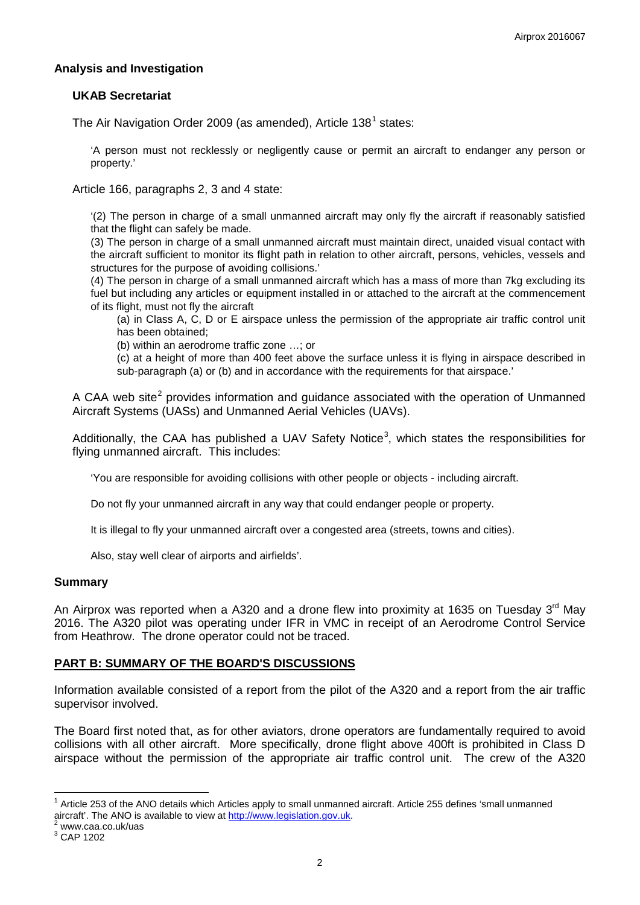## Analysis and Investigation

### UKAB Secretariat

The Air Navigation Order 2009 (as amended), Article 138[1] states:

> 'A person must not recklessly or negligently cause or permit an aircraft to endanger any person or property.'

Article 166, paragraphs 2, 3 and 4 state:

> '(2) The person in charge of a small unmanned aircraft may only fly the aircraft if reasonably satisfied that the flight can safely be made.
>
> (3) The person in charge of a small unmanned aircraft must maintain direct, unaided visual contact with the aircraft sufficient to monitor its flight path in relation to other aircraft, persons, vehicles, vessels and structures for the purpose of avoiding collisions.'
>
> (4) The person in charge of a small unmanned aircraft which has a mass of more than 7kg excluding its fuel but including any articles or equipment installed in or attached to the aircraft at the commencement of its flight, must not fly the aircraft
>
> (a) in Class A, C, D or E airspace unless the permission of the appropriate air traffic control unit has been obtained;
>
> (b) within an aerodrome traffic zone …; or
>
> (c) at a height of more than 400 feet above the surface unless it is flying in airspace described in sub-paragraph (a) or (b) and in accordance with the requirements for that airspace.'

A CAA web site[2] provides information and guidance associated with the operation of Unmanned Aircraft Systems (UASs) and Unmanned Aerial Vehicles (UAVs).

Additionally, the CAA has published a UAV Safety Notice[3], which states the responsibilities for flying unmanned aircraft. This includes:

> 'You are responsible for avoiding collisions with other people or objects - including aircraft.
>
> Do not fly your unmanned aircraft in any way that could endanger people or property.
>
> It is illegal to fly your unmanned aircraft over a congested area (streets, towns and cities).
>
> Also, stay well clear of airports and airfields'.

## Summary

An Airprox was reported when a A320 and a drone flew into proximity at 1635 on Tuesday 3rd May 2016. The A320 pilot was operating under IFR in VMC in receipt of an Aerodrome Control Service from Heathrow. The drone operator could not be traced.

## PART B: SUMMARY OF THE BOARD'S DISCUSSIONS

Information available consisted of a report from the pilot of the A320 and a report from the air traffic supervisor involved.

The Board first noted that, as for other aviators, drone operators are fundamentally required to avoid collisions with all other aircraft. More specifically, drone flight above 400ft is prohibited in Class D airspace without the permission of the appropriate air traffic control unit. The crew of the A320

---

[1] Article 253 of the ANO details which Articles apply to small unmanned aircraft. Article 255 defines 'small unmanned aircraft'. The ANO is available to view at http://www.legislation.gov.uk.

[2] www.caa.co.uk/uas

[3] CAP 1202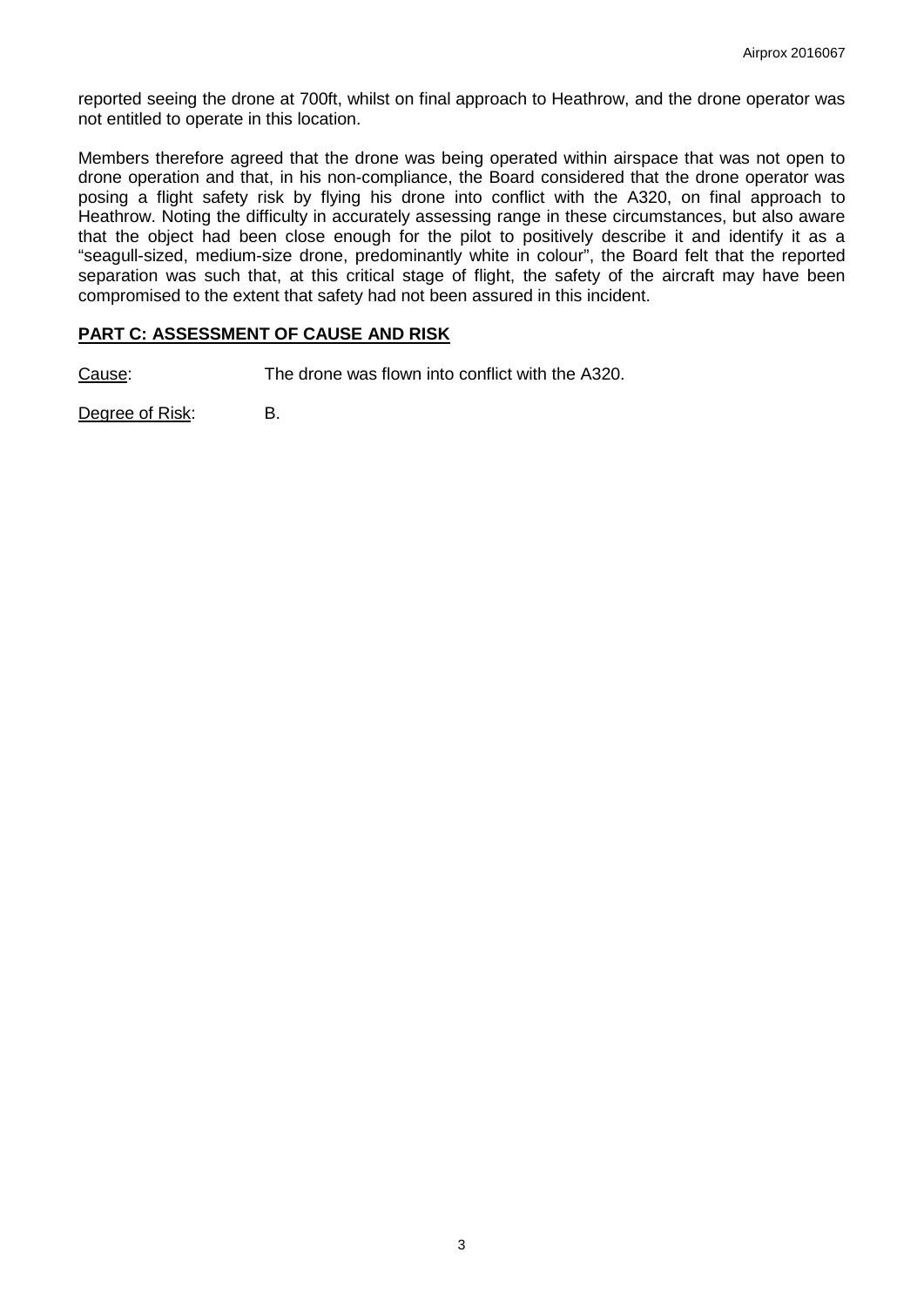reported seeing the drone at 700ft, whilst on final approach to Heathrow, and the drone operator was not entitled to operate in this location.

Members therefore agreed that the drone was being operated within airspace that was not open to drone operation and that, in his non-compliance, the Board considered that the drone operator was posing a flight safety risk by flying his drone into conflict with the A320, on final approach to Heathrow. Noting the difficulty in accurately assessing range in these circumstances, but also aware that the object had been close enough for the pilot to positively describe it and identify it as a "seagull-sized, medium-size drone, predominantly white in colour", the Board felt that the reported separation was such that, at this critical stage of flight, the safety of the aircraft may have been compromised to the extent that safety had not been assured in this incident.

## PART C: ASSESSMENT OF CAUSE AND RISK

Cause: The drone was flown into conflict with the A320.

Degree of Risk: B.